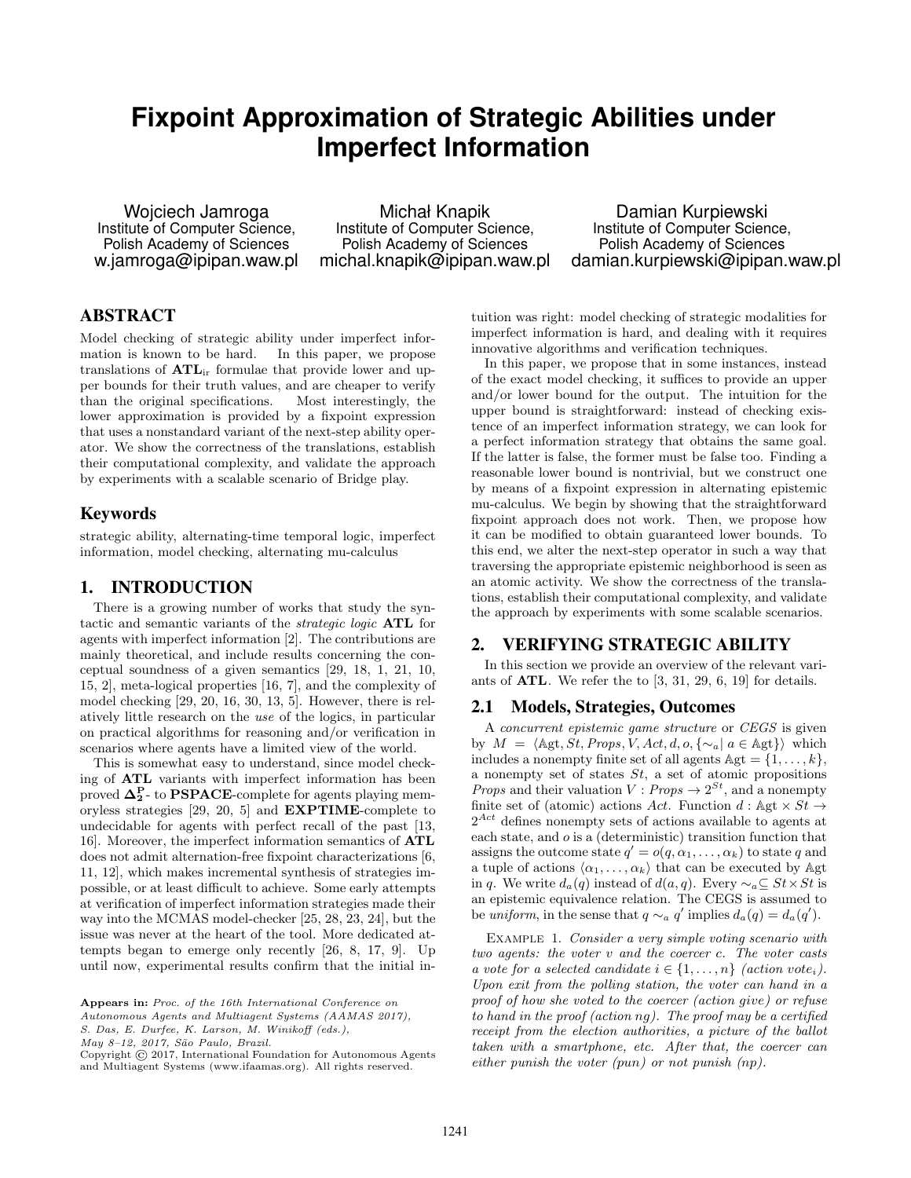# Fixpoint Approximation of Strategic Abilities under Imperfect Information

Wojciech Jamroga
Institute of Computer Science,
Polish Academy of Sciences
w.jamroga@ipipan.waw.pl

Michał Knapik
Institute of Computer Science,
Polish Academy of Sciences
michal.knapik@ipipan.waw.pl

Damian Kurpiewski
Institute of Computer Science,
Polish Academy of Sciences
damian.kurpiewski@ipipan.waw.pl

## ABSTRACT

Model checking of strategic ability under imperfect information is known to be hard. In this paper, we propose translations of $\mathbf{ATL}_{\text{ir}}$ formulae that provide lower and upper bounds for their truth values, and are cheaper to verify than the original specifications. Most interestingly, the lower approximation is provided by a fixpoint expression that uses a nonstandard variant of the next-step ability operator. We show the correctness of the translations, establish their computational complexity, and validate the approach by experiments with a scalable scenario of Bridge play.

## Keywords

strategic ability, alternating-time temporal logic, imperfect information, model checking, alternating mu-calculus

## 1. INTRODUCTION

There is a growing number of works that study the syntactic and semantic variants of the *strategic logic* **ATL** for agents with imperfect information [2]. The contributions are mainly theoretical, and include results concerning the conceptual soundness of a given semantics [29, 18, 1, 21, 10, 15, 2], meta-logical properties [16, 7], and the complexity of model checking [29, 20, 16, 30, 13, 5]. However, there is relatively little research on the *use* of the logics, in particular on practical algorithms for reasoning and/or verification in scenarios where agents have a limited view of the world.

This is somewhat easy to understand, since model checking of **ATL** variants with imperfect information has been proved $\mathbf{\Delta_2^P}$- to **PSPACE**-complete for agents playing memoryless strategies [29, 20, 5] and **EXPTIME**-complete to undecidable for agents with perfect recall of the past [13, 16]. Moreover, the imperfect information semantics of **ATL** does not admit alternation-free fixpoint characterizations [6, 11, 12], which makes incremental synthesis of strategies impossible, or at least difficult to achieve. Some early attempts at verification of imperfect information strategies made their way into the MCMAS model-checker [25, 28, 23, 24], but the issue was never at the heart of the tool. More dedicated attempts began to emerge only recently [26, 8, 17, 9]. Up until now, experimental results confirm that the initial intuition was right: model checking of strategic modalities for imperfect information is hard, and dealing with it requires innovative algorithms and verification techniques.

In this paper, we propose that in some instances, instead of the exact model checking, it suffices to provide an upper and/or lower bound for the output. The intuition for the upper bound is straightforward: instead of checking existence of an imperfect information strategy, we can look for a perfect information strategy that obtains the same goal. If the latter is false, the former must be false too. Finding a reasonable lower bound is nontrivial, but we construct one by means of a fixpoint expression in alternating epistemic mu-calculus. We begin by showing that the straightforward fixpoint approach does not work. Then, we propose how it can be modified to obtain guaranteed lower bounds. To this end, we alter the next-step operator in such a way that traversing the appropriate epistemic neighborhood is seen as an atomic activity. We show the correctness of the translations, establish their computational complexity, and validate the approach by experiments with some scalable scenarios.

## 2. VERIFYING STRATEGIC ABILITY

In this section we provide an overview of the relevant variants of **ATL**. We refer the to [3, 31, 29, 6, 19] for details.

### 2.1 Models, Strategies, Outcomes

A *concurrent epistemic game structure* or *CEGS* is given by $M = \langle \mathbb{A}\text{gt}, St, Props, V, Act, d, o, \{\sim_a \mid a \in \mathbb{A}\text{gt}\}\rangle$ which includes a nonempty finite set of all agents $\mathbb{A}\text{gt} = \{1, \dots, k\}$, a nonempty set of states $St$, a set of atomic propositions $Props$ and their valuation $V : Props \to 2^{St}$, and a nonempty finite set of (atomic) actions $Act$. Function $d : \mathbb{A}\text{gt} \times St \to 2^{Act}$ defines nonempty sets of actions available to agents at each state, and $o$ is a (deterministic) transition function that assigns the outcome state $q' = o(q, \alpha_1, \dots, \alpha_k)$ to state $q$ and a tuple of actions $\langle \alpha_1, \dots, \alpha_k\rangle$ that can be executed by $\mathbb{A}\text{gt}$ in $q$. We write $d_a(q)$ instead of $d(a, q)$. Every $\sim_a \subseteq St \times St$ is an epistemic equivalence relation. The CEGS is assumed to be *uniform*, in the sense that $q \sim_a q'$ implies $d_a(q) = d_a(q')$.

Example 1. *Consider a very simple voting scenario with two agents: the voter $v$ and the coercer $c$. The voter casts a vote for a selected candidate $i \in \{1, \dots, n\}$ (action $vote_i$). Upon exit from the polling station, the voter can hand in a proof of how she voted to the coercer (action give) or refuse to hand in the proof (action ng). The proof may be a certified receipt from the election authorities, a picture of the ballot taken with a smartphone, etc. After that, the coercer can either punish the voter (pun) or not punish (np).*

**Appears in:** *Proc. of the 16th International Conference on Autonomous Agents and Multiagent Systems (AAMAS 2017), S. Das, E. Durfee, K. Larson, M. Winikoff (eds.), May 8–12, 2017, São Paulo, Brazil.*
Copyright © 2017, International Foundation for Autonomous Agents and Multiagent Systems (www.ifaamas.org). All rights reserved.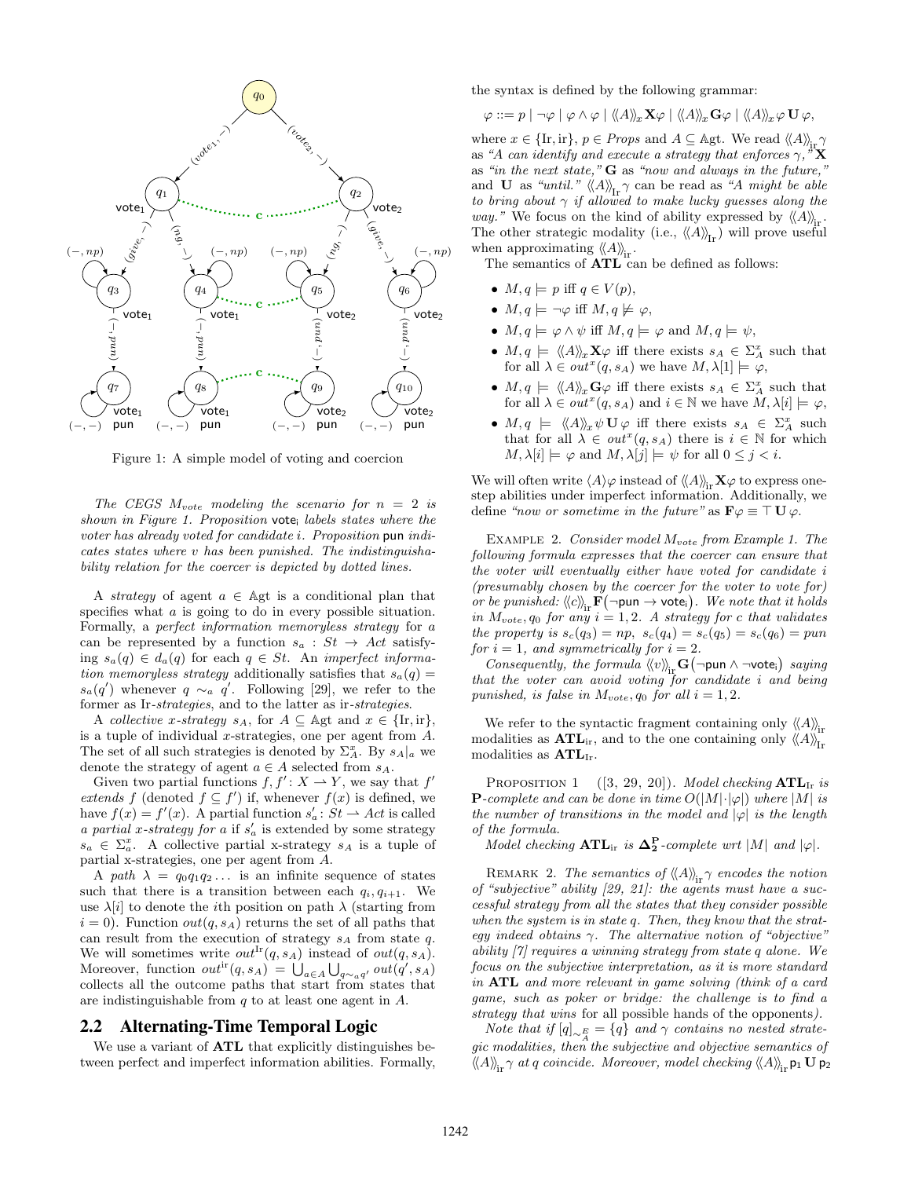Figure 1: A simple model of voting and coercion

*The CEGS $M_{vote}$ modeling the scenario for $n = 2$ is shown in Figure 1. Proposition $\mathsf{vote_i}$ labels states where the voter has already voted for candidate $i$. Proposition $\mathsf{pun}$ indicates states where $v$ has been punished. The indistinguishability relation for the coercer is depicted by dotted lines.*

A *strategy* of agent $a \in \mathbb{A}\mathrm{gt}$ is a conditional plan that specifies what $a$ is going to do in every possible situation. Formally, a *perfect information memoryless strategy* for $a$ can be represented by a function $s_a : St \to Act$ satisfying $s_a(q) \in d_a(q)$ for each $q \in St$. An *imperfect information memoryless strategy* additionally satisfies that $s_a(q) = s_a(q')$ whenever $q \sim_a q'$. Following [29], we refer to the former as Ir-*strategies*, and to the latter as ir-*strategies*.

A *collective x-strategy* $s_A$, for $A \subseteq \mathbb{A}\mathrm{gt}$ and $x \in \{\mathrm{Ir}, \mathrm{ir}\}$, is a tuple of individual $x$-strategies, one per agent from $A$. The set of all such strategies is denoted by $\Sigma_A^x$. By $s_A|_a$ we denote the strategy of agent $a \in A$ selected from $s_A$.

Given two partial functions $f, f' : X \rightharpoonup Y$, we say that $f'$ *extends* $f$ (denoted $f \subseteq f'$) if, whenever $f(x)$ is defined, we have $f(x) = f'(x)$. A partial function $s'_a : St \rightharpoonup Act$ is called *a partial x-strategy for a* if $s'_a$ is extended by some strategy $s_a \in \Sigma_a^x$. A collective partial x-strategy $s_A$ is a tuple of partial x-strategies, one per agent from $A$.

A *path* $\lambda = q_0 q_1 q_2 \ldots$ is an infinite sequence of states such that there is a transition between each $q_i, q_{i+1}$. We use $\lambda[i]$ to denote the $i$th position on path $\lambda$ (starting from $i = 0$). Function $out(q, s_A)$ returns the set of all paths that can result from the execution of strategy $s_A$ from state $q$. We will sometimes write $out^{\mathrm{Ir}}(q, s_A)$ instead of $out(q, s_A)$. Moreover, function $out^{\mathrm{ir}}(q, s_A) = \bigcup_{a \in A} \bigcup_{q \sim_a q'} out(q', s_A)$ collects all the outcome paths that start from states that are indistinguishable from $q$ to at least one agent in $A$.

## 2.2 Alternating-Time Temporal Logic

We use a variant of **ATL** that explicitly distinguishes between perfect and imperfect information abilities. Formally, the syntax is defined by the following grammar:

$$\varphi ::= p \mid \neg\varphi \mid \varphi \wedge \varphi \mid \langle\!\langle A \rangle\!\rangle_x \mathbf{X}\varphi \mid \langle\!\langle A \rangle\!\rangle_x \mathbf{G}\varphi \mid \langle\!\langle A \rangle\!\rangle_x \varphi \,\mathbf{U}\, \varphi,$$

where $x \in \{\mathrm{Ir}, \mathrm{ir}\}$, $p \in Props$ and $A \subseteq \mathbb{A}\mathrm{gt}$. We read $\langle\!\langle A \rangle\!\rangle_{\mathrm{ir}} \gamma$ as *"A can identify and execute a strategy that enforces $\gamma$,"* $\mathbf{X}$ as *"in the next state,"* $\mathbf{G}$ as *"now and always in the future,"* and $\mathbf{U}$ as *"until."* $\langle\!\langle A \rangle\!\rangle_{\mathrm{Ir}} \gamma$ can be read as *"A might be able to bring about $\gamma$ if allowed to make lucky guesses along the way."* We focus on the kind of ability expressed by $\langle\!\langle A \rangle\!\rangle_{\mathrm{ir}}$. The other strategic modality (i.e., $\langle\!\langle A \rangle\!\rangle_{\mathrm{Ir}}$) will prove useful when approximating $\langle\!\langle A \rangle\!\rangle_{\mathrm{ir}}$.

The semantics of **ATL** can be defined as follows:

- $M, q \models p$ iff $q \in V(p)$,
- $M, q \models \neg\varphi$ iff $M, q \not\models \varphi$,
- $M, q \models \varphi \wedge \psi$ iff $M, q \models \varphi$ and $M, q \models \psi$,
- $M, q \models \langle\!\langle A \rangle\!\rangle_x \mathbf{X}\varphi$ iff there exists $s_A \in \Sigma_A^x$ such that for all $\lambda \in out^x(q, s_A)$ we have $M, \lambda[1] \models \varphi$,
- $M, q \models \langle\!\langle A \rangle\!\rangle_x \mathbf{G}\varphi$ iff there exists $s_A \in \Sigma_A^x$ such that for all $\lambda \in out^x(q, s_A)$ and $i \in \mathbb{N}$ we have $M, \lambda[i] \models \varphi$,
- $M, q \models \langle\!\langle A \rangle\!\rangle_x \psi \,\mathbf{U}\, \varphi$ iff there exists $s_A \in \Sigma_A^x$ such that for all $\lambda \in out^x(q, s_A)$ there is $i \in \mathbb{N}$ for which $M, \lambda[i] \models \varphi$ and $M, \lambda[j] \models \psi$ for all $0 \leq j < i$.

We will often write $\langle A \rangle \varphi$ instead of $\langle\!\langle A \rangle\!\rangle_{\mathrm{ir}} \mathbf{X}\varphi$ to express one-step abilities under imperfect information. Additionally, we define *"now or sometime in the future"* as $\mathbf{F}\varphi \equiv \top \,\mathbf{U}\, \varphi$.

EXAMPLE 2. *Consider model $M_{vote}$ from Example 1. The following formula expresses that the coercer can ensure that the voter will eventually either have voted for candidate $i$ (presumably chosen by the coercer for the voter to vote for) or be punished: $\langle\!\langle c \rangle\!\rangle_{\mathrm{ir}} \mathbf{F}(\neg\mathsf{pun} \to \mathsf{vote_i})$. We note that it holds in $M_{vote}, q_0$ for any $i = 1, 2$. A strategy for $c$ that validates the property is $s_c(q_3) = np$, $s_c(q_4) = s_c(q_5) = s_c(q_6) = pun$ for $i = 1$, and symmetrically for $i = 2$.*

*Consequently, the formula $\langle\!\langle v \rangle\!\rangle_{\mathrm{ir}} \mathbf{G}(\neg\mathsf{pun} \wedge \neg\mathsf{vote_i})$ saying that the voter can avoid voting for candidate $i$ and being punished, is false in $M_{vote}, q_0$ for all $i = 1, 2$.*

We refer to the syntactic fragment containing only $\langle\!\langle A \rangle\!\rangle_{\mathrm{ir}}$ modalities as $\mathbf{ATL}_{\mathrm{ir}}$, and to the one containing only $\langle\!\langle A \rangle\!\rangle_{\mathrm{Ir}}$ modalities as $\mathbf{ATL}_{\mathrm{Ir}}$.

PROPOSITION 1 ([3, 29, 20]). *Model checking $\mathbf{ATL}_{\mathrm{Ir}}$ is $\mathbf{P}$-complete and can be done in time $O(|M| \cdot |\varphi|)$ where $|M|$ is the number of transitions in the model and $|\varphi|$ is the length of the formula.*

*Model checking $\mathbf{ATL}_{\mathrm{ir}}$ is $\mathbf{\Delta_2^P}$-complete wrt $|M|$ and $|\varphi|$.*

REMARK 2. *The semantics of $\langle\!\langle A \rangle\!\rangle_{\mathrm{ir}} \gamma$ encodes the notion of "subjective" ability [29, 21]: the agents must have a successful strategy from all the states that they consider possible when the system is in state $q$. Then, they know that the strategy indeed obtains $\gamma$. The alternative notion of "objective" ability [7] requires a winning strategy from state $q$ alone. We focus on the subjective interpretation, as it is more standard in **ATL** and more relevant in game solving (think of a card game, such as poker or bridge: the challenge is to find a strategy that wins* for all possible hands of the opponents*).*

*Note that if $[q]_{\sim_A^E} = \{q\}$ and $\gamma$ contains no nested strategic modalities, then the subjective and objective semantics of $\langle\!\langle A \rangle\!\rangle_{\mathrm{ir}} \gamma$ at $q$ coincide. Moreover, model checking $\langle\!\langle A \rangle\!\rangle_{\mathrm{ir}} \mathsf{p_1} \,\mathbf{U}\, \mathsf{p_2}$*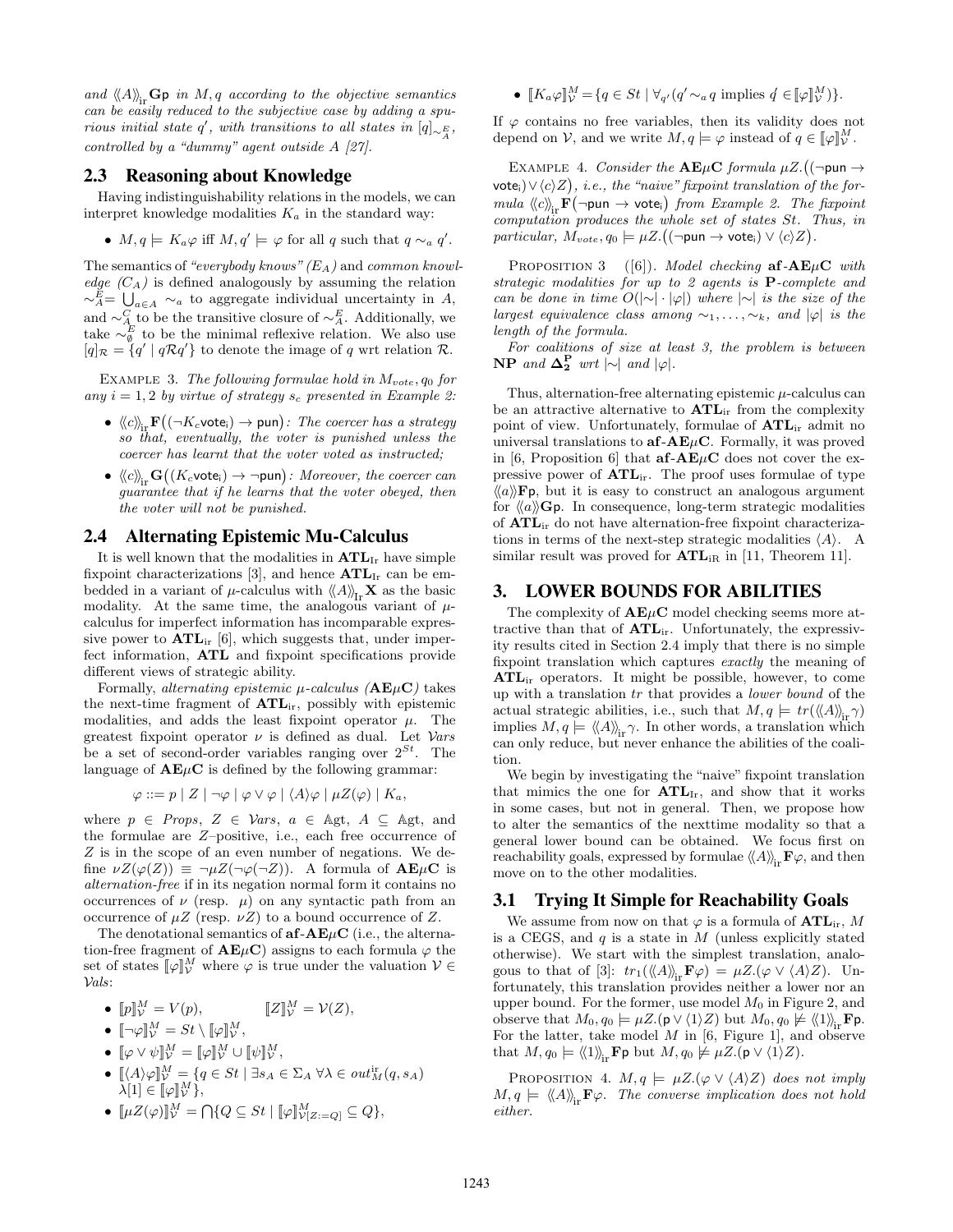*and* $\langle\!\langle A \rangle\!\rangle_{\mathrm{ir}} \mathbf{G}\mathsf{p}$ *in* $M, q$ *according to the objective semantics can be easily reduced to the subjective case by adding a spurious initial state* $q'$*, with transitions to all states in* $[q]_{\sim^E_A}$*, controlled by a "dummy" agent outside* $A$ *[27].*

## 2.3 Reasoning about Knowledge

Having indistinguishability relations in the models, we can interpret knowledge modalities $K_a$ in the standard way:

- $M, q \models K_a\varphi$ iff $M, q' \models \varphi$ for all $q$ such that $q \sim_a q'$.

The semantics of *"everybody knows" ($E_A$)* and *common knowledge ($C_A$)* is defined analogously by assuming the relation $\sim^E_A = \bigcup_{a \in A} \sim_a$ to aggregate individual uncertainty in $A$, and $\sim^C_A$ to be the transitive closure of $\sim^E_A$. Additionally, we take $\sim^E_\emptyset$ to be the minimal reflexive relation. We also use $[q]_{\mathcal{R}} = \{q' \mid q\mathcal{R}q'\}$ to denote the image of $q$ wrt relation $\mathcal{R}$.

EXAMPLE 3. *The following formulae hold in* $M_{vote}, q_0$ *for any* $i = 1, 2$ *by virtue of strategy* $s_c$ *presented in Example 2:*

- $\langle\!\langle c \rangle\!\rangle_{\mathrm{ir}} \mathbf{F}\big((\neg K_c \mathsf{vote_i}) \to \mathsf{pun}\big)$*: The coercer has a strategy so that, eventually, the voter is punished unless the coercer has learnt that the voter voted as instructed;*
- $\langle\!\langle c \rangle\!\rangle_{\mathrm{ir}} \mathbf{G}\big((K_c \mathsf{vote_i}) \to \neg\mathsf{pun}\big)$*: Moreover, the coercer can guarantee that if he learns that the voter obeyed, then the voter will not be punished.*

## 2.4 Alternating Epistemic Mu-Calculus

It is well known that the modalities in $\mathbf{ATL}_{\mathrm{Ir}}$ have simple fixpoint characterizations [3], and hence $\mathbf{ATL}_{\mathrm{Ir}}$ can be embedded in a variant of $\mu$-calculus with $\langle\!\langle A \rangle\!\rangle_{\mathrm{Ir}} \mathbf{X}$ as the basic modality. At the same time, the analogous variant of $\mu$-calculus for imperfect information has incomparable expressive power to $\mathbf{ATL}_{\mathrm{ir}}$ [6], which suggests that, under imperfect information, $\mathbf{ATL}$ and fixpoint specifications provide different views of strategic ability.

Formally, *alternating epistemic $\mu$-calculus ($\mathbf{AE\mu C}$)* takes the next-time fragment of $\mathbf{ATL}_{\mathrm{ir}}$, possibly with epistemic modalities, and adds the least fixpoint operator $\mu$. The greatest fixpoint operator $\nu$ is defined as dual. Let $\mathcal{V}ars$ be a set of second-order variables ranging over $2^{St}$. The language of $\mathbf{AE\mu C}$ is defined by the following grammar:

$$\varphi ::= p \mid Z \mid \neg\varphi \mid \varphi \vee \varphi \mid \langle A \rangle \varphi \mid \mu Z(\varphi) \mid K_a,$$

where $p \in Props$, $Z \in \mathcal{V}ars$, $a \in \mathbb{A}\mathrm{gt}$, $A \subseteq \mathbb{A}\mathrm{gt}$, and the formulae are $Z$–positive, i.e., each free occurrence of $Z$ is in the scope of an even number of negations. We define $\nu Z(\varphi(Z)) \equiv \neg\mu Z(\neg\varphi(\neg Z))$. A formula of $\mathbf{AE\mu C}$ is *alternation-free* if in its negation normal form it contains no occurrences of $\nu$ (resp. $\mu$) on any syntactic path from an occurrence of $\mu Z$ (resp. $\nu Z$) to a bound occurrence of $Z$.

The denotational semantics of $\mathbf{af}$-$\mathbf{AE\mu C}$ (i.e., the alternation-free fragment of $\mathbf{AE\mu C}$) assigns to each formula $\varphi$ the set of states $[\![\varphi]\!]^M_{\mathcal{V}}$ where $\varphi$ is true under the valuation $\mathcal{V} \in \mathcal{V}als$:

- $[\![p]\!]^M_{\mathcal{V}} = V(p)$, $\qquad [\![Z]\!]^M_{\mathcal{V}} = \mathcal{V}(Z)$,
- $[\![\neg\varphi]\!]^M_{\mathcal{V}} = St \setminus [\![\varphi]\!]^M_{\mathcal{V}}$,
- $[\![\varphi \vee \psi]\!]^M_{\mathcal{V}} = [\![\varphi]\!]^M_{\mathcal{V}} \cup [\![\psi]\!]^M_{\mathcal{V}}$,
- $[\![\langle A \rangle\varphi]\!]^M_{\mathcal{V}} = \{q \in St \mid \exists s_A \in \Sigma_A\ \forall \lambda \in out^{\mathrm{ir}}_M(q, s_A)\ \lambda[1] \in [\![\varphi]\!]^M_{\mathcal{V}}\}$,
- $[\![\mu Z(\varphi)]\!]^M_{\mathcal{V}} = \bigcap\{Q \subseteq St \mid [\![\varphi]\!]^M_{\mathcal{V}[Z:=Q]} \subseteq Q\}$,
- $[\![K_a\varphi]\!]^M_{\mathcal{V}} = \{q \in St \mid \forall_{q'}(q' \sim_a q \text{ implies } q' \in [\![\varphi]\!]^M_{\mathcal{V}})\}$.

If $\varphi$ contains no free variables, then its validity does not depend on $\mathcal{V}$, and we write $M, q \models \varphi$ instead of $q \in [\![\varphi]\!]^M_{\mathcal{V}}$.

EXAMPLE 4. *Consider the $\mathbf{AE\mu C}$ formula* $\mu Z.\big((\neg\mathsf{pun} \to \mathsf{vote_i}) \vee \langle c \rangle Z\big)$*, i.e., the "naive" fixpoint translation of the formula* $\langle\!\langle c \rangle\!\rangle_{\mathrm{ir}} \mathbf{F}\big(\neg\mathsf{pun} \to \mathsf{vote_i}\big)$ *from Example 2. The fixpoint computation produces the whole set of states* $St$*. Thus, in particular,* $M_{vote}, q_0 \models \mu Z.\big((\neg\mathsf{pun} \to \mathsf{vote_i}) \vee \langle c \rangle Z\big)$.

PROPOSITION 3 ([6]). *Model checking $\mathbf{af}$-$\mathbf{AE\mu C}$ with strategic modalities for up to 2 agents is $\mathbf{P}$-complete and can be done in time $O(|\sim| \cdot |\varphi|)$ where $|\sim|$ is the size of the largest equivalence class among $\sim_1, \ldots, \sim_k$, and $|\varphi|$ is the length of the formula.*

*For coalitions of size at least 3, the problem is between $\mathbf{NP}$ and $\mathbf{\Delta^P_2}$ wrt $|\sim|$ and $|\varphi|$.*

Thus, alternation-free alternating epistemic $\mu$-calculus can be an attractive alternative to $\mathbf{ATL}_{\mathrm{ir}}$ from the complexity point of view. Unfortunately, formulae of $\mathbf{ATL}_{\mathrm{ir}}$ admit no universal translations to $\mathbf{af}$-$\mathbf{AE\mu C}$. Formally, it was proved in [6, Proposition 6] that $\mathbf{af}$-$\mathbf{AE\mu C}$ does not cover the expressive power of $\mathbf{ATL}_{\mathrm{ir}}$. The proof uses formulae of type $\langle\!\langle a \rangle\!\rangle \mathbf{F}\mathsf{p}$, but it is easy to construct an analogous argument for $\langle\!\langle a \rangle\!\rangle \mathbf{G}\mathsf{p}$. In consequence, long-term strategic modalities of $\mathbf{ATL}_{\mathrm{ir}}$ do not have alternation-free fixpoint characterizations in terms of the next-step strategic modalities $\langle A \rangle$. A similar result was proved for $\mathbf{ATL}_{\mathrm{iR}}$ in [11, Theorem 11].

# 3. LOWER BOUNDS FOR ABILITIES

The complexity of $\mathbf{AE\mu C}$ model checking seems more attractive than that of $\mathbf{ATL}_{\mathrm{ir}}$. Unfortunately, the expressivity results cited in Section 2.4 imply that there is no simple fixpoint translation which captures *exactly* the meaning of $\mathbf{ATL}_{\mathrm{ir}}$ operators. It might be possible, however, to come up with a translation $tr$ that provides a *lower bound* of the actual strategic abilities, i.e., such that $M, q \models tr(\langle\!\langle A \rangle\!\rangle_{\mathrm{ir}} \gamma)$ implies $M, q \models \langle\!\langle A \rangle\!\rangle_{\mathrm{ir}} \gamma$. In other words, a translation which can only reduce, but never enhance the abilities of the coalition.

We begin by investigating the "naive" fixpoint translation that mimics the one for $\mathbf{ATL}_{\mathrm{Ir}}$, and show that it works in some cases, but not in general. Then, we propose how to alter the semantics of the nexttime modality so that a general lower bound can be obtained. We focus first on reachability goals, expressed by formulae $\langle\!\langle A \rangle\!\rangle_{\mathrm{ir}} \mathbf{F}\varphi$, and then move on to the other modalities.

## 3.1 Trying It Simple for Reachability Goals

We assume from now on that $\varphi$ is a formula of $\mathbf{ATL}_{\mathrm{ir}}$, $M$ is a CEGS, and $q$ is a state in $M$ (unless explicitly stated otherwise). We start with the simplest translation, analogous to that of [3]: $tr_1(\langle\!\langle A \rangle\!\rangle_{\mathrm{ir}} \mathbf{F}\varphi) = \mu Z.(\varphi \vee \langle A \rangle Z)$. Unfortunately, this translation provides neither a lower nor an upper bound. For the former, use model $M_0$ in Figure 2, and observe that $M_0, q_0 \models \mu Z.(\mathsf{p} \vee \langle 1 \rangle Z)$ but $M_0, q_0 \not\models \langle\!\langle 1 \rangle\!\rangle_{\mathrm{ir}} \mathbf{F}\mathsf{p}$. For the latter, take model $M$ in [6, Figure 1], and observe that $M, q_0 \models \langle\!\langle 1 \rangle\!\rangle_{\mathrm{ir}} \mathbf{F}\mathsf{p}$ but $M, q_0 \not\models \mu Z.(\mathsf{p} \vee \langle 1 \rangle Z)$.

PROPOSITION 4. *$M, q \models \mu Z.(\varphi \vee \langle A \rangle Z)$ does not imply $M, q \models \langle\!\langle A \rangle\!\rangle_{\mathrm{ir}} \mathbf{F}\varphi$. The converse implication does not hold either.*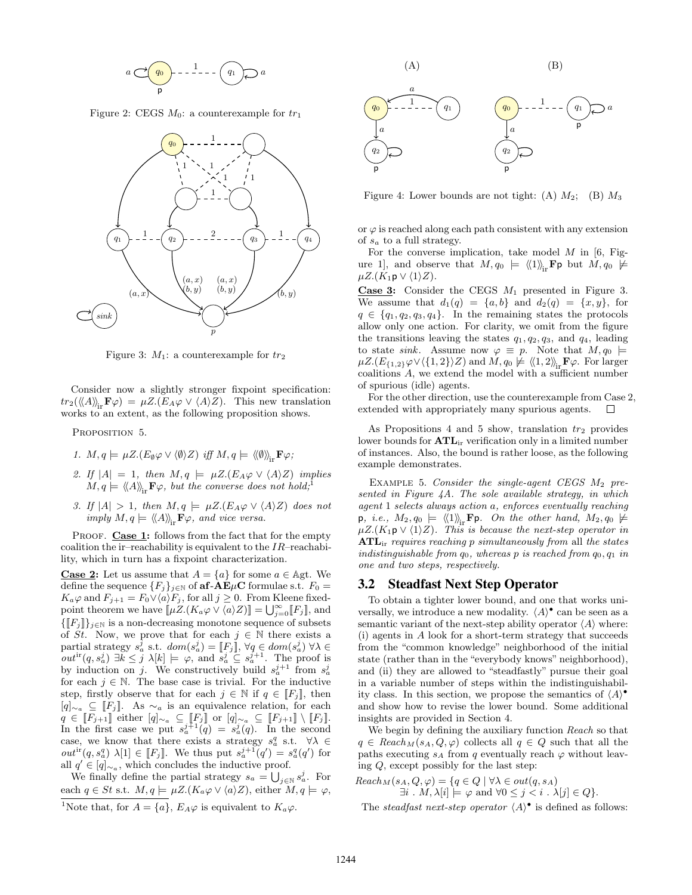Figure 2: CEGS $M_0$: a counterexample for $tr_1$

Figure 3: $M_1$: a counterexample for $tr_2$

Consider now a slightly stronger fixpoint specification: $tr_2(\langle\langle A\rangle\rangle_{\text{ir}}\mathbf{F}\varphi) = \mu Z.(E_A\varphi \vee \langle A\rangle Z)$. This new translation works to an extent, as the following proposition shows.

PROPOSITION 5.

1. $M, q \models \mu Z.(E_\emptyset\varphi \vee \langle\emptyset\rangle Z)$ *iff* $M, q \models \langle\langle\emptyset\rangle\rangle_{\text{ir}}\mathbf{F}\varphi$*;*
2. *If* $|A| = 1$*, then* $M, q \models \mu Z.(E_A\varphi \vee \langle A\rangle Z)$ *implies* $M, q \models \langle\langle A\rangle\rangle_{\text{ir}}\mathbf{F}\varphi$*, but the converse does not hold;*[1]
3. *If* $|A| > 1$*, then* $M, q \models \mu Z.(E_A\varphi \vee \langle A\rangle Z)$ *does not imply* $M, q \models \langle\langle A\rangle\rangle_{\text{ir}}\mathbf{F}\varphi$*, and vice versa.*

PROOF. **Case 1:** follows from the fact that for the empty coalition the ir–reachability is equivalent to the $IR$–reachability, which in turn has a fixpoint characterization.

**Case 2:** Let us assume that $A = \{a\}$ for some $a \in \mathbb{A}\text{gt}$. We define the sequence $\{F_j\}_{j\in\mathbb{N}}$ of **af-AE$\mu$C** formulae s.t. $F_0 = K_a\varphi$ and $F_{j+1} = F_0 \vee \langle a\rangle F_j$, for all $j \geq 0$. From Kleene fixed-point theorem we have $[\![\mu Z.(K_a\varphi \vee \langle a\rangle Z)]\!] = \bigcup_{j=0}^{\infty}[\![F_j]\!]$, and $\{[\![F_j]\!]\}_{j\in\mathbb{N}}$ is a non-decreasing monotone sequence of subsets of $St$. Now, we prove that for each $j \in \mathbb{N}$ there exists a partial strategy $s_a^j$ s.t. $dom(s_a^j) = [\![F_j]\!]$, $\forall q \in dom(s_a^j)\ \forall\lambda \in out^{\text{ir}}(q, s_a^j)\ \exists k \leq j\ \lambda[k] \models \varphi$, and $s_a^j \subseteq s_a^{j+1}$. The proof is by induction on $j$. We constructively build $s_a^{j+1}$ from $s_a^j$ for each $j \in \mathbb{N}$. The base case is trivial. For the inductive step, firstly observe that for each $j \in \mathbb{N}$ if $q \in [\![F_j]\!]$, then $[q]_{\sim_a} \subseteq [\![F_j]\!]$. As $\sim_a$ is an equivalence relation, for each $q \in [\![F_{j+1}]\!]$ either $[q]_{\sim_a} \subseteq [\![F_j]\!]$ or $[q]_{\sim_a} \subseteq [\![F_{j+1}]\!] \setminus [\![F_j]\!]$. In the first case we put $s_a^{j+1}(q) = s_a^j(q)$. In the second case, we know that there exists a strategy $s_a^q$ s.t. $\forall\lambda \in out^{\text{ir}}(q, s_a^q)\ \lambda[1] \in [\![F_j]\!]$. We thus put $s_a^{j+1}(q') = s_a^q(q')$ for all $q' \in [q]_{\sim_a}$, which concludes the inductive proof.

We finally define the partial strategy $s_a = \bigcup_{j\in\mathbb{N}} s_a^j$. For each $q \in St$ s.t. $M, q \models \mu Z.(K_a\varphi \vee \langle a\rangle Z)$, either $M, q \models \varphi$, or $\varphi$ is reached along each path consistent with any extension of $s_a$ to a full strategy.

For the converse implication, take model $M$ in [6, Figure 1], and observe that $M, q_0 \models \langle\langle 1\rangle\rangle_{\text{ir}}\mathbf{F}\mathsf{p}$ but $M, q_0 \not\models \mu Z.(K_1\mathsf{p} \vee \langle 1\rangle Z)$.

**Case 3:** Consider the CEGS $M_1$ presented in Figure 3. We assume that $d_1(q) = \{a, b\}$ and $d_2(q) = \{x, y\}$, for $q \in \{q_1, q_2, q_3, q_4\}$. In the remaining states the protocols allow only one action. For clarity, we omit from the figure the transitions leaving the states $q_1, q_2, q_3$, and $q_4$, leading to state *sink*. Assume now $\varphi \equiv p$. Note that $M, q_0 \models \mu Z.(E_{\{1,2\}}\varphi \vee \langle\{1,2\}\rangle Z)$ and $M, q_0 \not\models \langle\langle 1,2\rangle\rangle_{\text{ir}}\mathbf{F}\varphi$. For larger coalitions $A$, we extend the model with a sufficient number of spurious (idle) agents.

For the other direction, use the counterexample from Case 2, extended with appropriately many spurious agents. $\square$

[1] Note that, for $A = \{a\}$, $E_A\varphi$ is equivalent to $K_a\varphi$.

(A) (B)

Figure 4: Lower bounds are not tight: (A) $M_2$; (B) $M_3$

As Propositions 4 and 5 show, translation $tr_2$ provides lower bounds for **ATL**$_{\text{ir}}$ verification only in a limited number of instances. Also, the bound is rather loose, as the following example demonstrates.

EXAMPLE 5. *Consider the single-agent CEGS $M_2$ presented in Figure 4A. The sole available strategy, in which agent 1 selects always action $a$, enforces eventually reaching* $\mathsf{p}$*, i.e.,* $M_2, q_0 \models \langle\langle 1\rangle\rangle_{\text{ir}}\mathbf{F}\mathsf{p}$*. On the other hand,* $M_2, q_0 \not\models \mu Z.(K_1\mathsf{p} \vee \langle 1\rangle Z)$*. This is because the next-step operator in* **ATL**$_{\text{ir}}$ *requires reaching $p$ simultaneously from* all *the states indistinguishable from $q_0$, whereas $p$ is reached from $q_0, q_1$ in one and two steps, respectively.*

## 3.2 Steadfast Next Step Operator

To obtain a tighter lower bound, and one that works universally, we introduce a new modality. $\langle A\rangle^\bullet$ can be seen as a semantic variant of the next-step ability operator $\langle A\rangle$ where: (i) agents in $A$ look for a short-term strategy that succeeds from the "common knowledge" neighborhood of the initial state (rather than in the "everybody knows" neighborhood), and (ii) they are allowed to "steadfastly" pursue their goal in a variable number of steps within the indistinguishability class. In this section, we propose the semantics of $\langle A\rangle^\bullet$ and show how to revise the lower bound. Some additional insights are provided in Section 4.

We begin by defining the auxiliary function *Reach* so that $q \in Reach_M(s_A, Q, \varphi)$ collects all $q \in Q$ such that all the paths executing $s_A$ from $q$ eventually reach $\varphi$ without leaving $Q$, except possibly for the last step:

$$Reach_M(s_A, Q, \varphi) = \{q \in Q \mid \forall\lambda \in out(q, s_A)\ \exists i\ .\ M, \lambda[i] \models \varphi \text{ and } \forall 0 \leq j < i\ .\ \lambda[j] \in Q\}.$$

The *steadfast next-step operator* $\langle A\rangle^\bullet$ is defined as follows: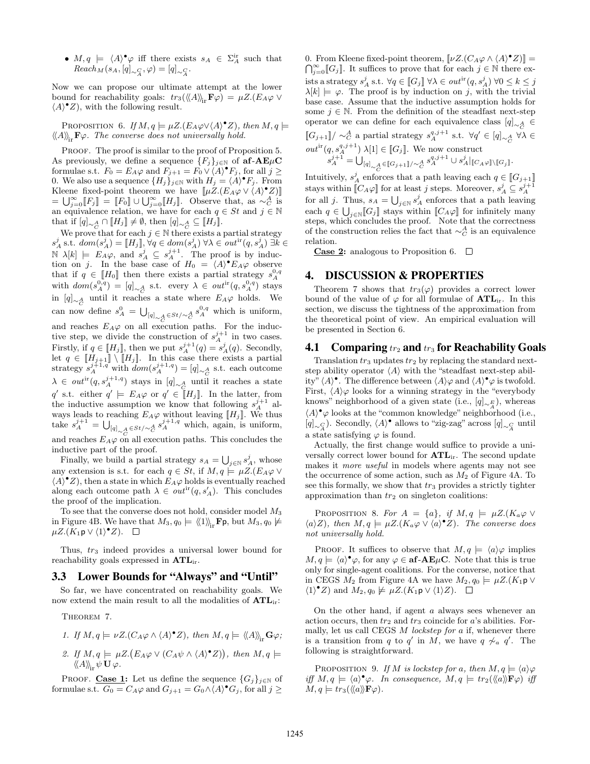- $M, q \models \langle A \rangle^{\bullet} \varphi$ iff there exists $s_A \in \Sigma^{\rm ir}_A$ such that $Reach_M(s_A, [q]_{\sim^C_A}, \varphi) = [q]_{\sim^C_A}$.

Now we can propose our ultimate attempt at the lower bound for reachability goals: $tr_3(\langle\!\langle A \rangle\!\rangle_{\rm ir} \mathbf{F} \varphi) = \mu Z.(E_A \varphi \vee \langle A \rangle^{\bullet} Z)$, with the following result.

Proposition 6. *If $M, q \models \mu Z.(E_A\varphi \vee \langle A \rangle^{\bullet} Z)$, then $M, q \models \langle\!\langle A \rangle\!\rangle_{\rm ir} \mathbf{F} \varphi$. The converse does not universally hold.*

Proof. The proof is similar to the proof of Proposition 5. As previously, we define a sequence $\{F_j\}_{j \in \mathbb{N}}$ of **af-AE$\mu$C** formulae s.t. $F_0 = E_A\varphi$ and $F_{j+1} = F_0 \vee \langle A \rangle^{\bullet} F_j$, for all $j \geq 0$. We also use a sequence $\{H_j\}_{j\in\mathbb{N}}$ with $H_j = \langle A \rangle^{\bullet} F_j$. From Kleene fixed-point theorem we have $[\![\mu Z.(E_A\varphi \vee \langle A \rangle^{\bullet} Z)]\!] = \bigcup_{j=0}^{\infty} [\![F_j]\!] = [\![F_0]\!] \cup \bigcup_{j=0}^{\infty} [\![H_j]\!]$. Observe that, as $\sim^A_C$ is an equivalence relation, we have for each $q \in St$ and $j \in \mathbb{N}$ that if $[q]_{\sim^A_C} \cap [\![H_j]\!] \neq \emptyset$, then $[q]_{\sim^A_C} \subseteq [\![H_j]\!]$.

We prove that for each $j \in \mathbb{N}$ there exists a partial strategy $s^j_A$ s.t. $dom(s^j_A) = [\![H_j]\!]$, $\forall q \in dom(s^j_A)\ \forall \lambda \in out^{\rm ir}(q, s^j_A)\ \exists k \in \mathbb{N}\ \lambda[k] \models E_A\varphi$, and $s^j_A \subseteq s^{j+1}_A$. The proof is by induction on $j$. In the base case of $H_0 = \langle A \rangle^{\bullet} E_A\varphi$ observe that if $q \in [\![H_0]\!]$ then there exists a partial strategy $s^{0,q}_A$ with $dom(s^{0,q}_A) = [q]_{\sim^A_C}$ s.t. every $\lambda \in out^{\rm ir}(q, s^{0,q}_A)$ stays in $[q]_{\sim^A_C}$ until it reaches a state where $E_A\varphi$ holds. We can now define $s^0_A = \bigcup_{[q]_{\sim^A_C} \in St/\sim^A_C} s^{0,q}_A$ which is uniform, and reaches $E_A\varphi$ on all execution paths. For the inductive step, we divide the construction of $s^{j+1}_A$ in two cases. Firstly, if $q \in [\![H_j]\!]$, then we put $s^{j+1}_A(q) = s^j_A(q)$. Secondly, let $q \in [\![H_{j+1}]\!] \setminus [\![H_j]\!]$. In this case there exists a partial strategy $s^{j+1,q}_A$ with $dom(s^{j+1,q}_A) = [q]_{\sim^A_C}$ s.t. each outcome $\lambda \in out^{\rm ir}(q, s^{j+1,q}_A)$ stays in $[q]_{\sim^A_C}$ until it reaches a state $q'$ s.t. either $q' \models E_A\varphi$ or $q' \in [\![H_j]\!]$. In the latter, from the inductive assumption we know that following $s^{j+1}_A$ always leads to reaching $E_A\varphi$ without leaving $[\![H_j]\!]$. We thus take $s^{j+1}_A = \bigcup_{[q]_{\sim^A_C} \in St/\sim^A_C} s^{j+1,q}_A$ which, again, is uniform, and reaches $E_A\varphi$ on all execution paths. This concludes the inductive part of the proof.

Finally, we build a partial strategy $s_A = \bigcup_{j\in\mathbb{N}} s^j_A$, whose any extension is s.t. for each $q \in St$, if $M, q \models \mu Z.(E_A\varphi \vee \langle A \rangle^{\bullet} Z)$, then a state in which $E_A\varphi$ holds is eventually reached along each outcome path $\lambda \in out^{\rm ir}(q, s'_A)$. This concludes the proof of the implication.

To see that the converse does not hold, consider model $M_3$ in Figure 4B. We have that $M_3, q_0 \models \langle\!\langle 1 \rangle\!\rangle_{\rm ir} \mathbf{F} \mathsf{p}$, but $M_3, q_0 \not\models \mu Z.(K_1 \mathsf{p} \vee \langle 1 \rangle^{\bullet} Z)$. $\square$

Thus, $tr_3$ indeed provides a universal lower bound for reachability goals expressed in **ATL**$_{\rm ir}$.

## 3.3 Lower Bounds for "Always" and "Until"

So far, we have concentrated on reachability goals. We now extend the main result to all the modalities of **ATL**$_{\rm ir}$:

Theorem 7.

1. *If $M, q \models \nu Z.(C_A\varphi \wedge \langle A \rangle^{\bullet} Z)$, then $M, q \models \langle\!\langle A \rangle\!\rangle_{\rm ir} \mathbf{G} \varphi$;*
2. *If $M, q \models \mu Z.\big(E_A\varphi \vee (C_A\psi \wedge \langle A \rangle^{\bullet} Z)\big)$, then $M, q \models \langle\!\langle A \rangle\!\rangle_{\rm ir} \psi \,\mathbf{U}\, \varphi$.*

Proof. **Case 1:** Let us define the sequence $\{G_j\}_{j\in\mathbb{N}}$ of formulae s.t. $G_0 = C_A\varphi$ and $G_{j+1} = G_0 \wedge \langle A \rangle^{\bullet} G_j$, for all $j \geq 0$. From Kleene fixed-point theorem, $[\![\nu Z.(C_A\varphi \wedge \langle A \rangle^{\bullet} Z)]\!] = \bigcap_{j=0}^{\infty} [\![G_j]\!]$. It suffices to prove that for each $j \in \mathbb{N}$ there exists a strategy $s^j_A$ s.t. $\forall q \in [\![G_j]\!]\ \forall \lambda \in out^{\rm ir}(q, s^j_A)\ \forall 0 \leq k \leq j\ \lambda[k] \models \varphi$. The proof is by induction on $j$, with the trivial base case. Assume that the inductive assumption holds for some $j \in \mathbb{N}$. From the definition of the steadfast next-step operator we can define for each equivalence class $[q]_{\sim^A_C} \in [\![G_{j+1}]\!]/\sim^A_C$ a partial strategy $s^{q,j+1}_A$ s.t. $\forall q' \in [q]_{\sim^A_C}\ \forall \lambda \in out^{\rm ir}(q, s^{q,j+1}_A)\ \lambda[1] \in [\![G_j]\!]$. We now construct

$$s^{j+1}_A = \bigcup_{[q]_{\sim^A_C} \in [\![G_{j+1}]\!]/\sim^A_C} s^{q,j+1}_A \cup s^j_A|_{[\![C_A\varphi]\!] \setminus [\![G_j]\!]}.$$

Intuitively, $s^j_A$ enforces that a path leaving each $q \in [\![G_{j+1}]\!]$ stays within $[\![C_A\varphi]\!]$ for at least $j$ steps. Moreover, $s^j_A \subseteq s^{j+1}_A$ for all $j$. Thus, $s_A = \bigcup_{j\in\mathbb{N}} s^j_A$ enforces that a path leaving each $q \in \bigcup_{j\in\mathbb{N}} [\![G_j]\!]$ stays within $[\![C_A\varphi]\!]$ for infinitely many steps, which concludes the proof. Note that the correctness of the construction relies the fact that $\sim^A_C$ is an equivalence relation.

**Case 2:** analogous to Proposition 6. $\square$

# 4. DISCUSSION & PROPERTIES

Theorem 7 shows that $tr_3(\varphi)$ provides a correct lower bound of the value of $\varphi$ for all formulae of **ATL**$_{\rm ir}$. In this section, we discuss the tightness of the approximation from the theoretical point of view. An empirical evaluation will be presented in Section 6.

## 4.1 Comparing $tr_2$ and $tr_3$ for Reachability Goals

Translation $tr_3$ updates $tr_2$ by replacing the standard next-step ability operator $\langle A \rangle$ with the "steadfast next-step ability" $\langle A \rangle^{\bullet}$. The difference between $\langle A \rangle\varphi$ and $\langle A \rangle^{\bullet}\varphi$ is twofold. First, $\langle A \rangle\varphi$ looks for a winning strategy in the "everybody knows" neighborhood of a given state (i.e., $[q]_{\sim^E_A}$), whereas $\langle A \rangle^{\bullet}\varphi$ looks at the "common knowledge" neighborhood (i.e., $[q]_{\sim^C_A}$). Secondly, $\langle A \rangle^{\bullet}$ allows to "zig-zag" across $[q]_{\sim^C_A}$ until a state satisfying $\varphi$ is found.

Actually, the first change would suffice to provide a universally correct lower bound for **ATL**$_{\rm ir}$. The second update makes it *more useful* in models where agents may not see the occurrence of some action, such as $M_2$ of Figure 4A. To see this formally, we show that $tr_3$ provides a strictly tighter approximation than $tr_2$ on singleton coalitions:

Proposition 8. *For $A = \{a\}$, if $M, q \models \mu Z.(K_a\varphi \vee \langle a \rangle Z)$, then $M, q \models \mu Z.(K_a\varphi \vee \langle a \rangle^{\bullet} Z)$. The converse does not universally hold.*

Proof. It suffices to observe that $M, q \models \langle a \rangle\varphi$ implies $M, q \models \langle a \rangle^{\bullet}\varphi$, for any $\varphi \in$ **af-AE$\mu$C**. Note that this is true only for single-agent coalitions. For the converse, notice that in CEGS $M_2$ from Figure 4A we have $M_2, q_0 \models \mu Z.(K_1\mathsf{p} \vee \langle 1 \rangle^{\bullet} Z)$ and $M_2, q_0 \not\models \mu Z.(K_1\mathsf{p} \vee \langle 1 \rangle Z)$. $\square$

On the other hand, if agent $a$ always sees whenever an action occurs, then $tr_2$ and $tr_3$ coincide for $a$'s abilities. Formally, let us call CEGS $M$ *lockstep for $a$* if, whenever there is a transition from $q$ to $q'$ in $M$, we have $q \not\sim_a q'$. The following is straightforward.

Proposition 9. *If $M$ is lockstep for $a$, then $M, q \models \langle a \rangle\varphi$ iff $M, q \models \langle a \rangle^{\bullet}\varphi$. In consequence, $M, q \models tr_2(\langle\!\langle a \rangle\!\rangle \mathbf{F} \varphi)$ iff $M, q \models tr_3(\langle\!\langle a \rangle\!\rangle \mathbf{F} \varphi)$.*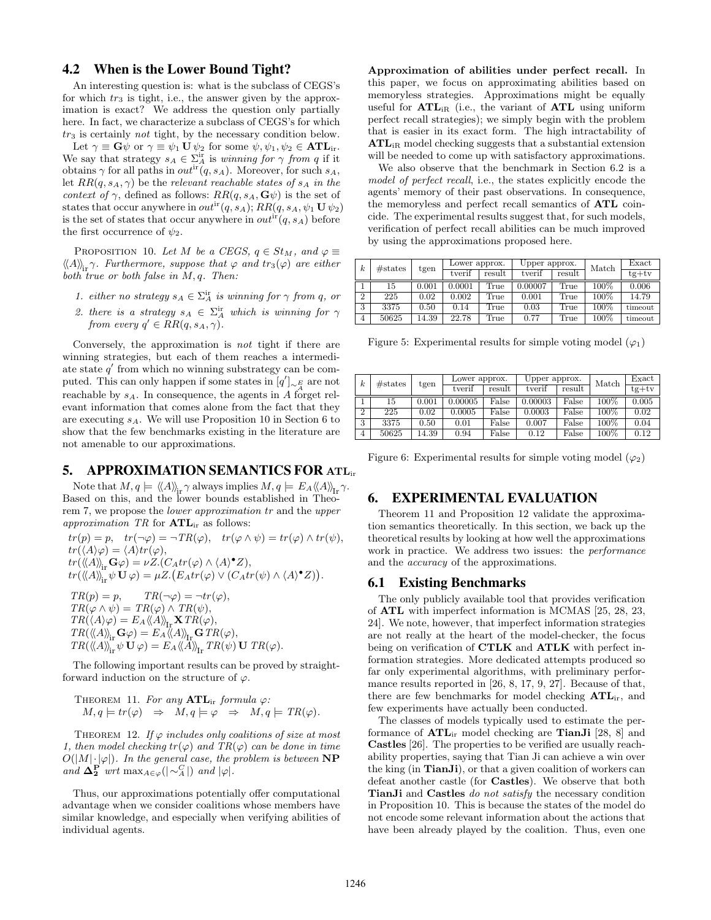### 4.2 When is the Lower Bound Tight?

An interesting question is: what is the subclass of CEGS's for which $tr_3$ is tight, i.e., the answer given by the approximation is exact? We address the question only partially here. In fact, we characterize a subclass of CEGS's for which $tr_3$ is certainly *not* tight, by the necessary condition below.

Let $\gamma \equiv \mathbf{G}\psi$ or $\gamma \equiv \psi_1 \mathbf{U} \psi_2$ for some $\psi, \psi_1, \psi_2 \in \mathbf{ATL}_{\text{ir}}$. We say that strategy $s_A \in \Sigma_A^{\text{ir}}$ is *winning for $\gamma$ from $q$* if it obtains $\gamma$ for all paths in $out^{\text{ir}}(q, s_A)$. Moreover, for such $s_A$, let $RR(q, s_A, \gamma)$ be the *relevant reachable states of $s_A$ in the context of $\gamma$*, defined as follows: $RR(q, s_A, \mathbf{G}\psi)$ is the set of states that occur anywhere in $out^{\text{ir}}(q, s_A)$; $RR(q, s_A, \psi_1 \mathbf{U} \psi_2)$ is the set of states that occur anywhere in $out^{\text{ir}}(q, s_A)$ before the first occurrence of $\psi_2$.

PROPOSITION 10. *Let $M$ be a CEGS, $q \in St_M$, and $\varphi \equiv \langle\!\langle A \rangle\!\rangle_{\text{ir}} \gamma$. Furthermore, suppose that $\varphi$ and $tr_3(\varphi)$ are either both true or both false in $M, q$. Then:*

1. *either no strategy $s_A \in \Sigma_A^{\text{ir}}$ is winning for $\gamma$ from $q$, or*
2. *there is a strategy $s_A \in \Sigma_A^{\text{ir}}$ which is winning for $\gamma$ from every $q' \in RR(q, s_A, \gamma)$.*

Conversely, the approximation is *not* tight if there are winning strategies, but each of them reaches a intermediate state $q'$ from which no winning substrategy can be computed. This can only happen if some states in $[q']_{\sim_A^E}$ are not reachable by $s_A$. In consequence, the agents in $A$ forget relevant information that comes alone from the fact that they are executing $s_A$. We will use Proposition 10 in Section 6 to show that the few benchmarks existing in the literature are not amenable to our approximations.

## 5. APPROXIMATION SEMANTICS FOR ATL$_{\text{ir}}$

Note that $M, q \models \langle\!\langle A \rangle\!\rangle_{\text{ir}} \gamma$ always implies $M, q \models E_A \langle\!\langle A \rangle\!\rangle_{\text{Ir}} \gamma$. Based on this, and the lower bounds established in Theorem 7, we propose the *lower approximation tr* and the *upper approximation TR* for $\mathbf{ATL}_{\text{ir}}$ as follows:

$tr(p) = p, \quad tr(\neg\varphi) = \neg TR(\varphi), \quad tr(\varphi \wedge \psi) = tr(\varphi) \wedge tr(\psi),$
$tr(\langle A \rangle \varphi) = \langle A \rangle tr(\varphi),$
$tr(\langle\!\langle A \rangle\!\rangle_{\text{ir}} \mathbf{G}\varphi) = \nu Z.(C_A tr(\varphi) \wedge \langle A \rangle^{\bullet} Z),$
$tr(\langle\!\langle A \rangle\!\rangle_{\text{ir}} \psi \mathbf{U} \varphi) = \mu Z.\big(E_A tr(\varphi) \vee (C_A tr(\psi) \wedge \langle A \rangle^{\bullet} Z)\big).$

$TR(p) = p, \qquad TR(\neg\varphi) = \neg tr(\varphi),$
$TR(\varphi \wedge \psi) = TR(\varphi) \wedge TR(\psi),$
$TR(\langle A \rangle \varphi) = E_A \langle\!\langle A \rangle\!\rangle_{\text{Ir}} \mathbf{X}\, TR(\varphi),$
$TR(\langle\!\langle A \rangle\!\rangle_{\text{ir}} \mathbf{G}\varphi) = E_A \langle\!\langle A \rangle\!\rangle_{\text{Ir}} \mathbf{G}\, TR(\varphi),$
$TR(\langle\!\langle A \rangle\!\rangle_{\text{ir}} \psi \mathbf{U} \varphi) = E_A \langle\!\langle A \rangle\!\rangle_{\text{Ir}}\, TR(\psi) \mathbf{U}\, TR(\varphi).$

The following important results can be proved by straightforward induction on the structure of $\varphi$.

THEOREM 11. *For any $\mathbf{ATL}_{\text{ir}}$ formula $\varphi$:*
$M, q \models tr(\varphi) \;\Rightarrow\; M, q \models \varphi \;\Rightarrow\; M, q \models TR(\varphi).$

THEOREM 12. *If $\varphi$ includes only coalitions of size at most 1, then model checking $tr(\varphi)$ and $TR(\varphi)$ can be done in time $O(|M| \cdot |\varphi|)$. In the general case, the problem is between* **NP** *and $\mathbf{\Delta_2^P}$ wrt $\max_{A \in \varphi}(|\sim_A^C|)$ and $|\varphi|$.*

Thus, our approximations potentially offer computational advantage when we consider coalitions whose members have similar knowledge, and especially when verifying abilities of individual agents.

**Approximation of abilities under perfect recall.** In this paper, we focus on approximating abilities based on memoryless strategies. Approximations might be equally useful for $\mathbf{ATL}_{\text{iR}}$ (i.e., the variant of **ATL** using uniform perfect recall strategies); we simply begin with the problem that is easier in its exact form. The high intractability of $\mathbf{ATL}_{\text{iR}}$ model checking suggests that a substantial extension will be needed to come up with satisfactory approximations.

We also observe that the benchmark in Section 6.2 is a *model of perfect recall*, i.e., the states explicitly encode the agents' memory of their past observations. In consequence, the memoryless and perfect recall semantics of **ATL** coincide. The experimental results suggest that, for such models, verification of perfect recall abilities can be much improved by using the approximations proposed here.

| $k$ | #states | tgen | Lower approx. | | Upper approx. | | Match | Exact |
|---|---|---|---|---|---|---|---|---|
| | | | tverif | result | tverif | result | | tg+tv |
| 1 | 15 | 0.001 | 0.0001 | True | 0.00007 | True | 100% | 0.006 |
| 2 | 225 | 0.02 | 0.002 | True | 0.001 | True | 100% | 14.79 |
| 3 | 3375 | 0.50 | 0.14 | True | 0.03 | True | 100% | timeout |
| 4 | 50625 | 14.39 | 22.78 | True | 0.77 | True | 100% | timeout |

Figure 5: Experimental results for simple voting model ($\varphi_1$)

| $k$ | #states | tgen | Lower approx. | | Upper approx. | | Match | Exact |
|---|---|---|---|---|---|---|---|---|
| | | | tverif | result | tverif | result | | tg+tv |
| 1 | 15 | 0.001 | 0.00005 | False | 0.00003 | False | 100% | 0.005 |
| 2 | 225 | 0.02 | 0.0005 | False | 0.0003 | False | 100% | 0.02 |
| 3 | 3375 | 0.50 | 0.01 | False | 0.007 | False | 100% | 0.04 |
| 4 | 50625 | 14.39 | 0.94 | False | 0.12 | False | 100% | 0.12 |

Figure 6: Experimental results for simple voting model ($\varphi_2$)

## 6. EXPERIMENTAL EVALUATION

Theorem 11 and Proposition 12 validate the approximation semantics theoretically. In this section, we back up the theoretical results by looking at how well the approximations work in practice. We address two issues: the *performance* and the *accuracy* of the approximations.

### 6.1 Existing Benchmarks

The only publicly available tool that provides verification of **ATL** with imperfect information is MCMAS [25, 28, 23, 24]. We note, however, that imperfect information strategies are not really at the heart of the model-checker, the focus being on verification of **CTLK** and **ATLK** with perfect information strategies. More dedicated attempts produced so far only experimental algorithms, with preliminary performance results reported in [26, 8, 17, 9, 27]. Because of that, there are few benchmarks for model checking $\mathbf{ATL}_{\text{ir}}$, and few experiments have actually been conducted.

The classes of models typically used to estimate the performance of $\mathbf{ATL}_{\text{ir}}$ model checking are **TianJi** [28, 8] and **Castles** [26]. The properties to be verified are usually reachability properties, saying that Tian Ji can achieve a win over the king (in **TianJi**), or that a given coalition of workers can defeat another castle (for **Castles**). We observe that both **TianJi** and **Castles** *do not satisfy* the necessary condition in Proposition 10. This is because the states of the model do not encode some relevant information about the actions that have been already played by the coalition. Thus, even one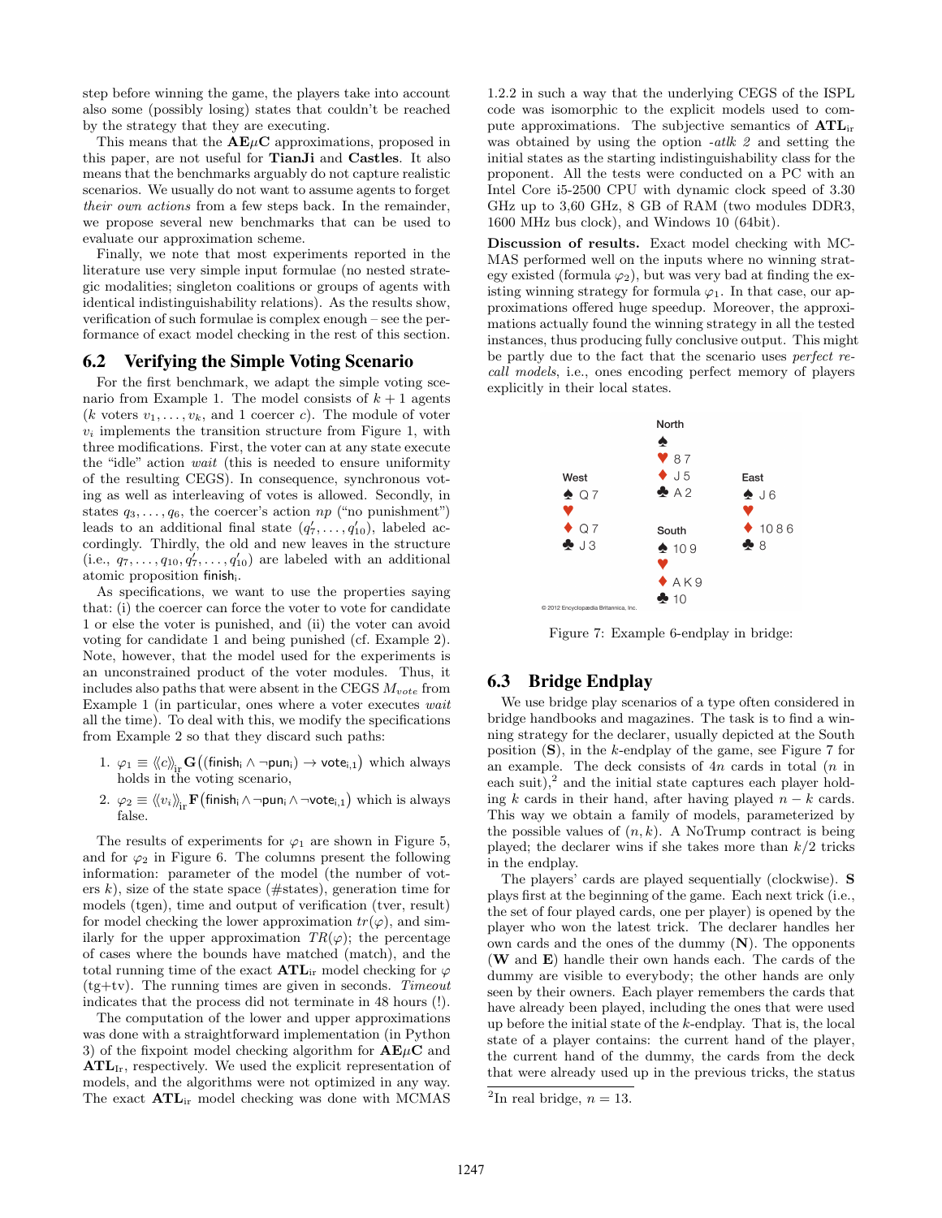step before winning the game, the players take into account also some (possibly losing) states that couldn't be reached by the strategy that they are executing.

This means that the **AE$\mu$C** approximations, proposed in this paper, are not useful for **TianJi** and **Castles**. It also means that the benchmarks arguably do not capture realistic scenarios. We usually do not want to assume agents to forget *their own actions* from a few steps back. In the remainder, we propose several new benchmarks that can be used to evaluate our approximation scheme.

Finally, we note that most experiments reported in the literature use very simple input formulae (no nested strategic modalities; singleton coalitions or groups of agents with identical indistinguishability relations). As the results show, verification of such formulae is complex enough – see the performance of exact model checking in the rest of this section.

## 6.2 Verifying the Simple Voting Scenario

For the first benchmark, we adapt the simple voting scenario from Example 1. The model consists of $k+1$ agents ($k$ voters $v_1, \ldots, v_k$, and 1 coercer $c$). The module of voter $v_i$ implements the transition structure from Figure 1, with three modifications. First, the voter can at any state execute the "idle" action *wait* (this is needed to ensure uniformity of the resulting CEGS). In consequence, synchronous voting as well as interleaving of votes is allowed. Secondly, in states $q_3, \ldots, q_6$, the coercer's action *np* ("no punishment") leads to an additional final state $(q'_7, \ldots, q'_{10})$, labeled accordingly. Thirdly, the old and new leaves in the structure (i.e., $q_7, \ldots, q_{10}, q'_7, \ldots, q'_{10}$) are labeled with an additional atomic proposition $\mathsf{finish}_i$.

As specifications, we want to use the properties saying that: (i) the coercer can force the voter to vote for candidate 1 or else the voter is punished, and (ii) the voter can avoid voting for candidate 1 and being punished (cf. Example 2). Note, however, that the model used for the experiments is an unconstrained product of the voter modules. Thus, it includes also paths that were absent in the CEGS $M_{vote}$ from Example 1 (in particular, ones where a voter executes *wait* all the time). To deal with this, we modify the specifications from Example 2 so that they discard such paths:

1. $\varphi_1 \equiv \langle\!\langle c \rangle\!\rangle_{\mathrm{ir}} \mathbf{G}\big((\mathsf{finish}_i \wedge \neg \mathsf{pun}_i) \rightarrow \mathsf{vote}_{i,1}\big)$ which always holds in the voting scenario,
2. $\varphi_2 \equiv \langle\!\langle v_i \rangle\!\rangle_{\mathrm{ir}} \mathbf{F}\big(\mathsf{finish}_i \wedge \neg \mathsf{pun}_i \wedge \neg \mathsf{vote}_{i,1}\big)$ which is always false.

The results of experiments for $\varphi_1$ are shown in Figure 5, and for $\varphi_2$ in Figure 6. The columns present the following information: parameter of the model (the number of voters $k$), size of the state space (#states), generation time for models (tgen), time and output of verification (tver, result) for model checking the lower approximation $tr(\varphi)$, and similarly for the upper approximation $TR(\varphi)$; the percentage of cases where the bounds have matched (match), and the total running time of the exact $\mathbf{ATL}_{\mathrm{ir}}$ model checking for $\varphi$ (tg+tv). The running times are given in seconds. *Timeout* indicates that the process did not terminate in 48 hours (!).

The computation of the lower and upper approximations was done with a straightforward implementation (in Python 3) of the fixpoint model checking algorithm for **AE$\mu$C** and $\mathbf{ATL}_{\mathrm{Ir}}$, respectively. We used the explicit representation of models, and the algorithms were not optimized in any way. The exact $\mathbf{ATL}_{\mathrm{ir}}$ model checking was done with MCMAS 1.2.2 in such a way that the underlying CEGS of the ISPL code was isomorphic to the explicit models used to compute approximations. The subjective semantics of $\mathbf{ATL}_{\mathrm{ir}}$ was obtained by using the option *-atlk 2* and setting the initial states as the starting indistinguishability class for the proponent. All the tests were conducted on a PC with an Intel Core i5-2500 CPU with dynamic clock speed of 3.30 GHz up to 3,60 GHz, 8 GB of RAM (two modules DDR3, 1600 MHz bus clock), and Windows 10 (64bit).

**Discussion of results.** Exact model checking with MCMAS performed well on the inputs where no winning strategy existed (formula $\varphi_2$), but was very bad at finding the existing winning strategy for formula $\varphi_1$. In that case, our approximations offered huge speedup. Moreover, the approximations actually found the winning strategy in all the tested instances, thus producing fully conclusive output. This might be partly due to the fact that the scenario uses *perfect recall models*, i.e., ones encoding perfect memory of players explicitly in their local states.

North: ♠ ; ♥ 8 7 ; ♦ J 5 ; ♣ A 2
West: ♠ Q 7 ; ♥ ; ♦ Q 7 ; ♣ J 3
East: ♠ J 6 ; ♥ ; ♦ 10 8 6 ; ♣ 8
South: ♠ 10 9 ; ♥ ; ♦ A K 9 ; ♣ 10

© 2012 Encyclopædia Britannica, Inc.

Figure 7: Example 6-endplay in bridge:

## 6.3 Bridge Endplay

We use bridge play scenarios of a type often considered in bridge handbooks and magazines. The task is to find a winning strategy for the declarer, usually depicted at the South position (**S**), in the $k$-endplay of the game, see Figure 7 for an example. The deck consists of $4n$ cards in total ($n$ in each suit),[2] and the initial state captures each player holding $k$ cards in their hand, after having played $n-k$ cards. This way we obtain a family of models, parameterized by the possible values of $(n, k)$. A NoTrump contract is being played; the declarer wins if she takes more than $k/2$ tricks in the endplay.

The players' cards are played sequentially (clockwise). **S** plays first at the beginning of the game. Each next trick (i.e., the set of four played cards, one per player) is opened by the player who won the latest trick. The declarer handles her own cards and the ones of the dummy (**N**). The opponents (**W** and **E**) handle their own hands each. The cards of the dummy are visible to everybody; the other hands are only seen by their owners. Each player remembers the cards that have already been played, including the ones that were used up before the initial state of the $k$-endplay. That is, the local state of a player contains: the current hand of the player, the current hand of the dummy, the cards from the deck that were already used up in the previous tricks, the status

[2] In real bridge, $n = 13$.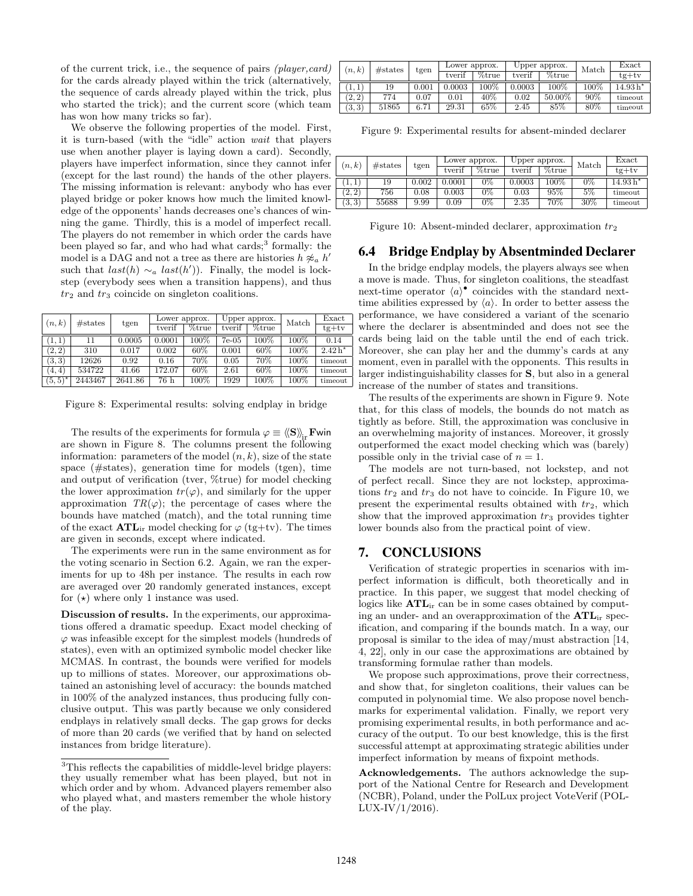of the current trick, i.e., the sequence of pairs *(player,card)* for the cards already played within the trick (alternatively, the sequence of cards already played within the trick, plus who started the trick); and the current score (which team has won how many tricks so far).

We observe the following properties of the model. First, it is turn-based (with the "idle" action *wait* that players use when another player is laying down a card). Secondly, players have imperfect information, since they cannot infer (except for the last round) the hands of the other players. The missing information is relevant: anybody who has ever played bridge or poker knows how much the limited knowledge of the opponents' hands decreases one's chances of winning the game. Thirdly, this is a model of imperfect recall. The players do not remember in which order the cards have been played so far, and who had what cards;[3] formally: the model is a DAG and not a tree as there are histories $h \not\approx_a h'$ such that $last(h) \sim_a last(h')$). Finally, the model is lockstep (everybody sees when a transition happens), and thus $tr_2$ and $tr_3$ coincide on singleton coalitions.

| $(n,k)$ | #states | tgen | Lower approx. | | Upper approx. | | Match | Exact |
|---|---|---|---|---|---|---|---|---|
| | | | tverif | %true | tverif | %true | | tg+tv |
| $(1,1)$ | 11 | 0.0005 | 0.0001 | 100% | 7e-05 | 100% | 100% | 0.14 |
| $(2,2)$ | 310 | 0.017 | 0.002 | 60% | 0.001 | 60% | 100% | $2.42\,\text{h}^\star$ |
| $(3,3)$ | 12626 | 0.92 | 0.16 | 70% | 0.05 | 70% | 100% | timeout |
| $(4,4)$ | 534722 | 41.66 | 172.07 | 60% | 2.61 | 60% | 100% | timeout |
| $(5,5)^\star$ | 2443467 | 2641.86 | 76 h | 100% | 1929 | 100% | 100% | timeout |

Figure 8: Experimental results: solving endplay in bridge

The results of the experiments for formula $\varphi \equiv \langle\!\langle \mathbf{S} \rangle\!\rangle_{\text{ir}} \mathbf{F}\mathsf{win}$ are shown in Figure 8. The columns present the following information: parameters of the model $(n,k)$, size of the state space (#states), generation time for models (tgen), time and output of verification (tver, %true) for model checking the lower approximation $tr(\varphi)$, and similarly for the upper approximation $TR(\varphi)$; the percentage of cases where the bounds have matched (match), and the total running time of the exact $\mathbf{ATL}_{\text{ir}}$ model checking for $\varphi$ (tg+tv). The times are given in seconds, except where indicated.

The experiments were run in the same environment as for the voting scenario in Section 6.2. Again, we ran the experiments for up to 48h per instance. The results in each row are averaged over 20 randomly generated instances, except for $(\star)$ where only 1 instance was used.

**Discussion of results.** In the experiments, our approximations offered a dramatic speedup. Exact model checking of $\varphi$ was infeasible except for the simplest models (hundreds of states), even with an optimized symbolic model checker like MCMAS. In contrast, the bounds were verified for models up to millions of states. Moreover, our approximations obtained an astonishing level of accuracy: the bounds matched in 100% of the analyzed instances, thus producing fully conclusive output. This was partly because we only considered endplays in relatively small decks. The gap grows for decks of more than 20 cards (we verified that by hand on selected instances from bridge literature).

[3]This reflects the capabilities of middle-level bridge players: they usually remember what has been played, but not in which order and by whom. Advanced players remember also who played what, and masters remember the whole history of the play.

| $(n,k)$ | #states | tgen | Lower approx. | | Upper approx. | | Match | Exact |
|---|---|---|---|---|---|---|---|---|
| | | | tverif | %true | tverif | %true | | tg+tv |
| $(1,1)$ | 19 | 0.001 | 0.0003 | 100% | 0.0003 | 100% | 100% | $14.93\,\text{h}^\star$ |
| $(2,2)$ | 774 | 0.07 | 0.01 | 40% | 0.02 | 50.00% | 90% | timeout |
| $(3,3)$ | 51865 | 6.71 | 29.31 | 65% | 2.45 | 85% | 80% | timeout |

Figure 9: Experimental results for absent-minded declarer

| $(n,k)$ | #states | tgen | Lower approx. | | Upper approx. | | Match | Exact |
|---|---|---|---|---|---|---|---|---|
| | | | tverif | %true | tverif | %true | | tg+tv |
| $(1,1)$ | 19 | 0.002 | 0.0001 | 0% | 0.0003 | 100% | 0% | $14.93\,\text{h}^\star$ |
| $(2,2)$ | 756 | 0.08 | 0.003 | 0% | 0.03 | 95% | 5% | timeout |
| $(3,3)$ | 55688 | 9.99 | 0.09 | 0% | 2.35 | 70% | 30% | timeout |

Figure 10: Absent-minded declarer, approximation $tr_2$

## 6.4 Bridge Endplay by Absentminded Declarer

In the bridge endplay models, the players always see when a move is made. Thus, for singleton coalitions, the steadfast next-time operator $\langle a \rangle^\bullet$ coincides with the standard next-time abilities expressed by $\langle a \rangle$. In order to better assess the performance, we have considered a variant of the scenario where the declarer is absentminded and does not see the cards being laid on the table until the end of each trick. Moreover, she can play her and the dummy's cards at any moment, even in parallel with the opponents. This results in larger indistinguishability classes for $\mathbf{S}$, but also in a general increase of the number of states and transitions.

The results of the experiments are shown in Figure 9. Note that, for this class of models, the bounds do not match as tightly as before. Still, the approximation was conclusive in an overwhelming majority of instances. Moreover, it grossly outperformed the exact model checking which was (barely) possible only in the trivial case of $n = 1$.

The models are not turn-based, not lockstep, and not of perfect recall. Since they are not lockstep, approximations $tr_2$ and $tr_3$ do not have to coincide. In Figure 10, we present the experimental results obtained with $tr_2$, which show that the improved approximation $tr_3$ provides tighter lower bounds also from the practical point of view.

# 7. CONCLUSIONS

Verification of strategic properties in scenarios with imperfect information is difficult, both theoretically and in practice. In this paper, we suggest that model checking of logics like $\mathbf{ATL}_{\text{ir}}$ can be in some cases obtained by computing an under- and an overapproximation of the $\mathbf{ATL}_{\text{ir}}$ specification, and comparing if the bounds match. In a way, our proposal is similar to the idea of may/must abstraction [14, 4, 22], only in our case the approximations are obtained by transforming formulae rather than models.

We propose such approximations, prove their correctness, and show that, for singleton coalitions, their values can be computed in polynomial time. We also propose novel benchmarks for experimental validation. Finally, we report very promising experimental results, in both performance and accuracy of the output. To our best knowledge, this is the first successful attempt at approximating strategic abilities under imperfect information by means of fixpoint methods.

**Acknowledgements.** The authors acknowledge the support of the National Centre for Research and Development (NCBR), Poland, under the PolLux project VoteVerif (POLLUX-IV/1/2016).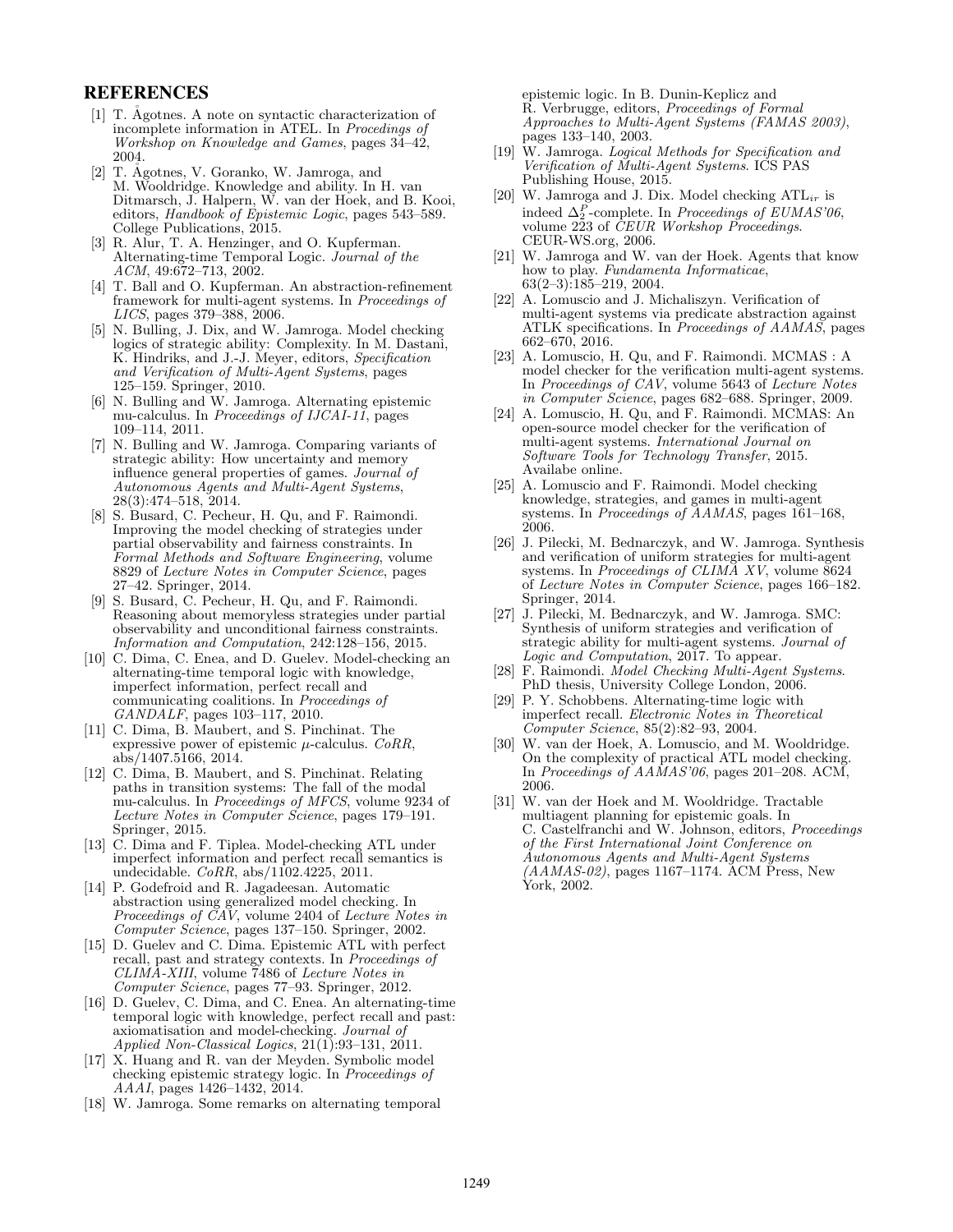## REFERENCES

[1] T. Ågotnes. A note on syntactic characterization of incomplete information in ATEL. In *Procedings of Workshop on Knowledge and Games*, pages 34–42, 2004.

[2] T. Ågotnes, V. Goranko, W. Jamroga, and M. Wooldridge. Knowledge and ability. In H. van Ditmarsch, J. Halpern, W. van der Hoek, and B. Kooi, editors, *Handbook of Epistemic Logic*, pages 543–589. College Publications, 2015.

[3] R. Alur, T. A. Henzinger, and O. Kupferman. Alternating-time Temporal Logic. *Journal of the ACM*, 49:672–713, 2002.

[4] T. Ball and O. Kupferman. An abstraction-refinement framework for multi-agent systems. In *Proceedings of LICS*, pages 379–388, 2006.

[5] N. Bulling, J. Dix, and W. Jamroga. Model checking logics of strategic ability: Complexity. In M. Dastani, K. Hindriks, and J.-J. Meyer, editors, *Specification and Verification of Multi-Agent Systems*, pages 125–159. Springer, 2010.

[6] N. Bulling and W. Jamroga. Alternating epistemic mu-calculus. In *Proceedings of IJCAI-11*, pages 109–114, 2011.

[7] N. Bulling and W. Jamroga. Comparing variants of strategic ability: How uncertainty and memory influence general properties of games. *Journal of Autonomous Agents and Multi-Agent Systems*, 28(3):474–518, 2014.

[8] S. Busard, C. Pecheur, H. Qu, and F. Raimondi. Improving the model checking of strategies under partial observability and fairness constraints. In *Formal Methods and Software Engineering*, volume 8829 of *Lecture Notes in Computer Science*, pages 27–42. Springer, 2014.

[9] S. Busard, C. Pecheur, H. Qu, and F. Raimondi. Reasoning about memoryless strategies under partial observability and unconditional fairness constraints. *Information and Computation*, 242:128–156, 2015.

[10] C. Dima, C. Enea, and D. Guelev. Model-checking an alternating-time temporal logic with knowledge, imperfect information, perfect recall and communicating coalitions. In *Proceedings of GANDALF*, pages 103–117, 2010.

[11] C. Dima, B. Maubert, and S. Pinchinat. The expressive power of epistemic $\mu$-calculus. *CoRR*, abs/1407.5166, 2014.

[12] C. Dima, B. Maubert, and S. Pinchinat. Relating paths in transition systems: The fall of the modal mu-calculus. In *Proceedings of MFCS*, volume 9234 of *Lecture Notes in Computer Science*, pages 179–191. Springer, 2015.

[13] C. Dima and F. Tiplea. Model-checking ATL under imperfect information and perfect recall semantics is undecidable. *CoRR*, abs/1102.4225, 2011.

[14] P. Godefroid and R. Jagadeesan. Automatic abstraction using generalized model checking. In *Proceedings of CAV*, volume 2404 of *Lecture Notes in Computer Science*, pages 137–150. Springer, 2002.

[15] D. Guelev and C. Dima. Epistemic ATL with perfect recall, past and strategy contexts. In *Proceedings of CLIMA-XIII*, volume 7486 of *Lecture Notes in Computer Science*, pages 77–93. Springer, 2012.

[16] D. Guelev, C. Dima, and C. Enea. An alternating-time temporal logic with knowledge, perfect recall and past: axiomatisation and model-checking. *Journal of Applied Non-Classical Logics*, 21(1):93–131, 2011.

[17] X. Huang and R. van der Meyden. Symbolic model checking epistemic strategy logic. In *Proceedings of AAAI*, pages 1426–1432, 2014.

[18] W. Jamroga. Some remarks on alternating temporal epistemic logic. In B. Dunin-Keplicz and R. Verbrugge, editors, *Proceedings of Formal Approaches to Multi-Agent Systems (FAMAS 2003)*, pages 133–140, 2003.

[19] W. Jamroga. *Logical Methods for Specification and Verification of Multi-Agent Systems*. ICS PAS Publishing House, 2015.

[20] W. Jamroga and J. Dix. Model checking $\text{ATL}_{ir}$ is indeed $\Delta_2^P$-complete. In *Proceedings of EUMAS'06*, volume 223 of *CEUR Workshop Proceedings*. CEUR-WS.org, 2006.

[21] W. Jamroga and W. van der Hoek. Agents that know how to play. *Fundamenta Informaticae*, 63(2–3):185–219, 2004.

[22] A. Lomuscio and J. Michaliszyn. Verification of multi-agent systems via predicate abstraction against ATLK specifications. In *Proceedings of AAMAS*, pages 662–670, 2016.

[23] A. Lomuscio, H. Qu, and F. Raimondi. MCMAS : A model checker for the verification multi-agent systems. In *Proceedings of CAV*, volume 5643 of *Lecture Notes in Computer Science*, pages 682–688. Springer, 2009.

[24] A. Lomuscio, H. Qu, and F. Raimondi. MCMAS: An open-source model checker for the verification of multi-agent systems. *International Journal on Software Tools for Technology Transfer*, 2015. Availabe online.

[25] A. Lomuscio and F. Raimondi. Model checking knowledge, strategies, and games in multi-agent systems. In *Proceedings of AAMAS*, pages 161–168, 2006.

[26] J. Pilecki, M. Bednarczyk, and W. Jamroga. Synthesis and verification of uniform strategies for multi-agent systems. In *Proceedings of CLIMA XV*, volume 8624 of *Lecture Notes in Computer Science*, pages 166–182. Springer, 2014.

[27] J. Pilecki, M. Bednarczyk, and W. Jamroga. SMC: Synthesis of uniform strategies and verification of strategic ability for multi-agent systems. *Journal of Logic and Computation*, 2017. To appear.

[28] F. Raimondi. *Model Checking Multi-Agent Systems*. PhD thesis, University College London, 2006.

[29] P. Y. Schobbens. Alternating-time logic with imperfect recall. *Electronic Notes in Theoretical Computer Science*, 85(2):82–93, 2004.

[30] W. van der Hoek, A. Lomuscio, and M. Wooldridge. On the complexity of practical ATL model checking. In *Proceedings of AAMAS'06*, pages 201–208. ACM, 2006.

[31] W. van der Hoek and M. Wooldridge. Tractable multiagent planning for epistemic goals. In C. Castelfranchi and W. Johnson, editors, *Proceedings of the First International Joint Conference on Autonomous Agents and Multi-Agent Systems (AAMAS-02)*, pages 1167–1174. ACM Press, New York, 2002.